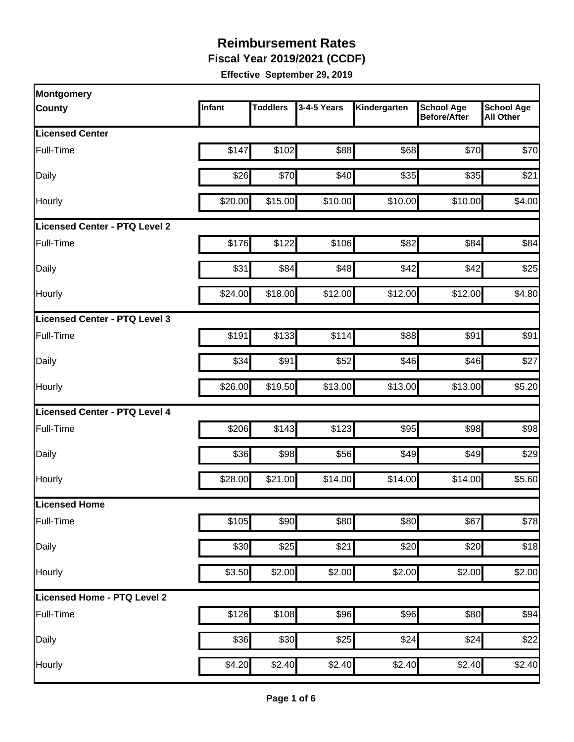# Reimbursement Rates

**Fiscal Year 2019/2021 (CCDF)**

**Effective September 29, 2019**

| Montgomery County | Infant | Toddlers | 3-4-5 Years | Kindergarten | School Age Before/After | School Age All Other |
|---|---|---|---|---|---|---|
| **Licensed Center** | | | | | | |
| Full-Time | $147 | $102 | $88 | $68 | $70 | $70 |
| Daily | $26 | $70 | $40 | $35 | $35 | $21 |
| Hourly | $20.00 | $15.00 | $10.00 | $10.00 | $10.00 | $4.00 |
| **Licensed Center - PTQ Level 2** | | | | | | |
| Full-Time | $176 | $122 | $106 | $82 | $84 | $84 |
| Daily | $31 | $84 | $48 | $42 | $42 | $25 |
| Hourly | $24.00 | $18.00 | $12.00 | $12.00 | $12.00 | $4.80 |
| **Licensed Center - PTQ Level 3** | | | | | | |
| Full-Time | $191 | $133 | $114 | $88 | $91 | $91 |
| Daily | $34 | $91 | $52 | $46 | $46 | $27 |
| Hourly | $26.00 | $19.50 | $13.00 | $13.00 | $13.00 | $5.20 |
| **Licensed Center - PTQ Level 4** | | | | | | |
| Full-Time | $206 | $143 | $123 | $95 | $98 | $98 |
| Daily | $36 | $98 | $56 | $49 | $49 | $29 |
| Hourly | $28.00 | $21.00 | $14.00 | $14.00 | $14.00 | $5.60 |
| **Licensed Home** | | | | | | |
| Full-Time | $105 | $90 | $80 | $80 | $67 | $78 |
| Daily | $30 | $25 | $21 | $20 | $20 | $18 |
| Hourly | $3.50 | $2.00 | $2.00 | $2.00 | $2.00 | $2.00 |
| **Licensed Home - PTQ Level 2** | | | | | | |
| Full-Time | $126 | $108 | $96 | $96 | $80 | $94 |
| Daily | $36 | $30 | $25 | $24 | $24 | $22 |
| Hourly | $4.20 | $2.40 | $2.40 | $2.40 | $2.40 | $2.40 |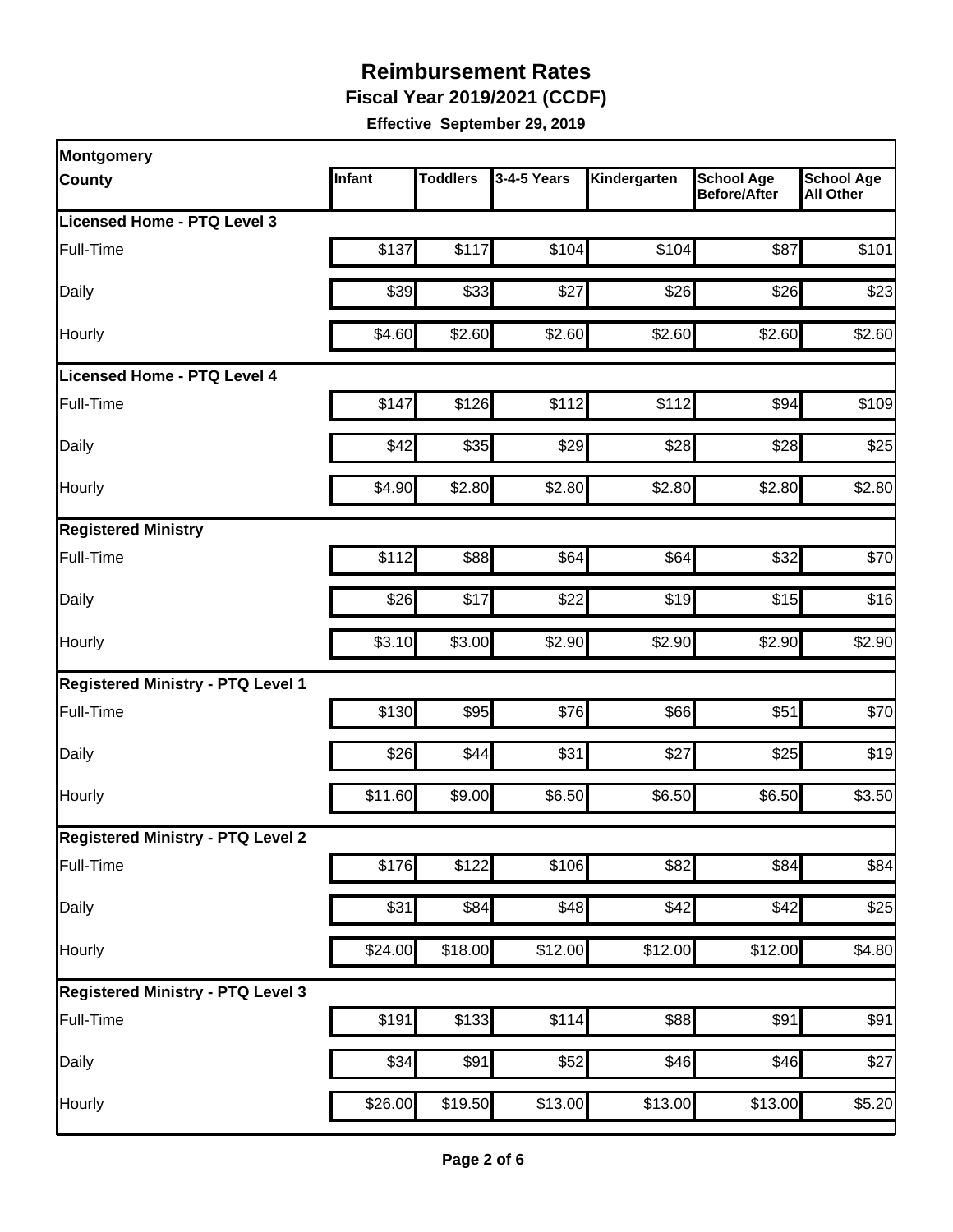# Reimbursement Rates

**Fiscal Year 2019/2021 (CCDF)**

**Effective September 29, 2019**

| Montgomery County | Infant | Toddlers | 3-4-5 Years | Kindergarten | School Age Before/After | School Age All Other |
|---|---|---|---|---|---|---|
| **Licensed Home - PTQ Level 3** | | | | | | |
| Full-Time | $137 | $117 | $104 | $104 | $87 | $101 |
| Daily | $39 | $33 | $27 | $26 | $26 | $23 |
| Hourly | $4.60 | $2.60 | $2.60 | $2.60 | $2.60 | $2.60 |
| **Licensed Home - PTQ Level 4** | | | | | | |
| Full-Time | $147 | $126 | $112 | $112 | $94 | $109 |
| Daily | $42 | $35 | $29 | $28 | $28 | $25 |
| Hourly | $4.90 | $2.80 | $2.80 | $2.80 | $2.80 | $2.80 |
| **Registered Ministry** | | | | | | |
| Full-Time | $112 | $88 | $64 | $64 | $32 | $70 |
| Daily | $26 | $17 | $22 | $19 | $15 | $16 |
| Hourly | $3.10 | $3.00 | $2.90 | $2.90 | $2.90 | $2.90 |
| **Registered Ministry - PTQ Level 1** | | | | | | |
| Full-Time | $130 | $95 | $76 | $66 | $51 | $70 |
| Daily | $26 | $44 | $31 | $27 | $25 | $19 |
| Hourly | $11.60 | $9.00 | $6.50 | $6.50 | $6.50 | $3.50 |
| **Registered Ministry - PTQ Level 2** | | | | | | |
| Full-Time | $176 | $122 | $106 | $82 | $84 | $84 |
| Daily | $31 | $84 | $48 | $42 | $42 | $25 |
| Hourly | $24.00 | $18.00 | $12.00 | $12.00 | $12.00 | $4.80 |
| **Registered Ministry - PTQ Level 3** | | | | | | |
| Full-Time | $191 | $133 | $114 | $88 | $91 | $91 |
| Daily | $34 | $91 | $52 | $46 | $46 | $27 |
| Hourly | $26.00 | $19.50 | $13.00 | $13.00 | $13.00 | $5.20 |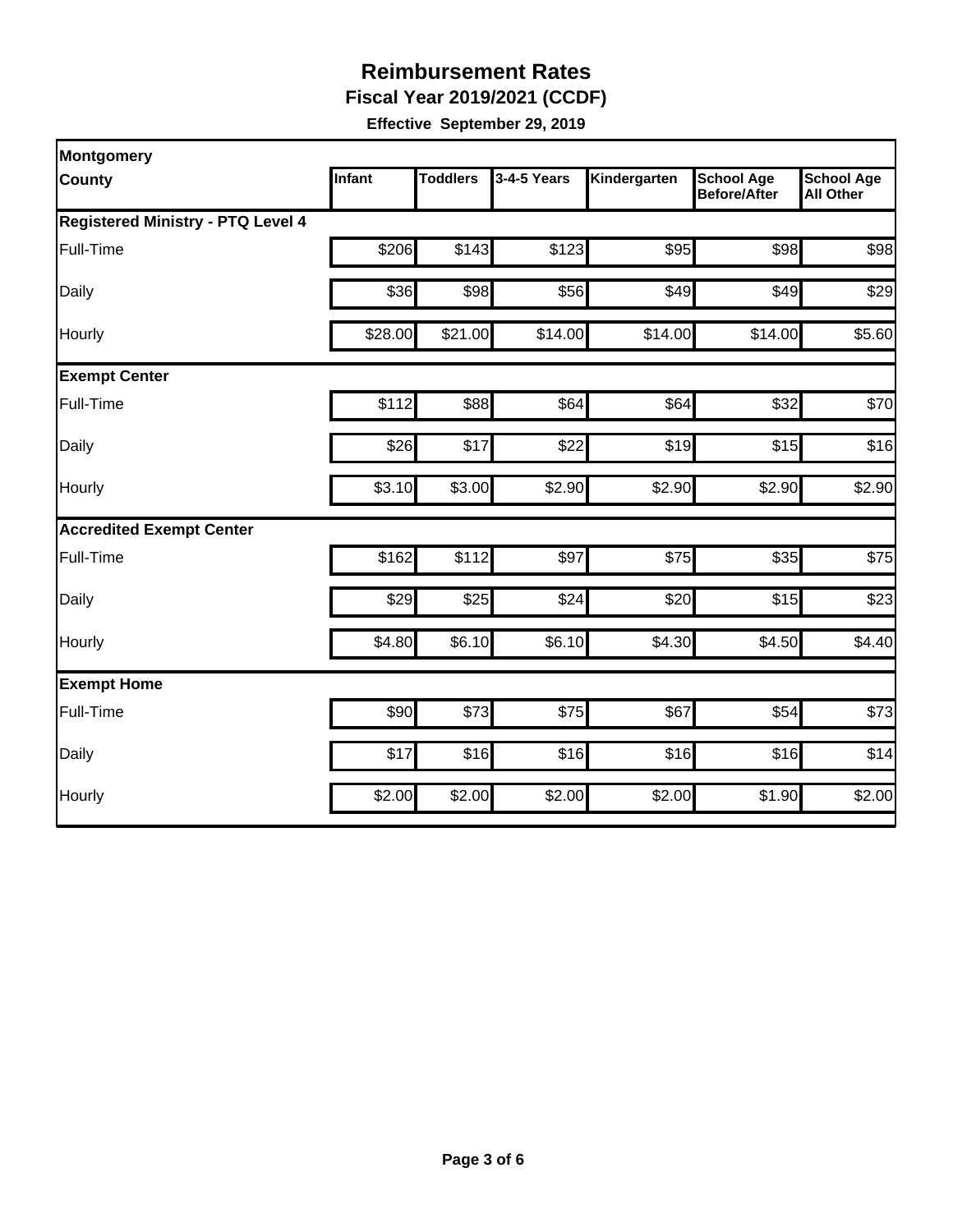# Reimbursement Rates

**Fiscal Year 2019/2021 (CCDF)**

**Effective September 29, 2019**

| Montgomery County | Infant | Toddlers | 3-4-5 Years | Kindergarten | School Age Before/After | School Age All Other |
|---|---|---|---|---|---|---|
| **Registered Ministry - PTQ Level 4** | | | | | | |
| Full-Time | $206 | $143 | $123 | $95 | $98 | $98 |
| Daily | $36 | $98 | $56 | $49 | $49 | $29 |
| Hourly | $28.00 | $21.00 | $14.00 | $14.00 | $14.00 | $5.60 |
| **Exempt Center** | | | | | | |
| Full-Time | $112 | $88 | $64 | $64 | $32 | $70 |
| Daily | $26 | $17 | $22 | $19 | $15 | $16 |
| Hourly | $3.10 | $3.00 | $2.90 | $2.90 | $2.90 | $2.90 |
| **Accredited Exempt Center** | | | | | | |
| Full-Time | $162 | $112 | $97 | $75 | $35 | $75 |
| Daily | $29 | $25 | $24 | $20 | $15 | $23 |
| Hourly | $4.80 | $6.10 | $6.10 | $4.30 | $4.50 | $4.40 |
| **Exempt Home** | | | | | | |
| Full-Time | $90 | $73 | $75 | $67 | $54 | $73 |
| Daily | $17 | $16 | $16 | $16 | $16 | $14 |
| Hourly | $2.00 | $2.00 | $2.00 | $2.00 | $1.90 | $2.00 |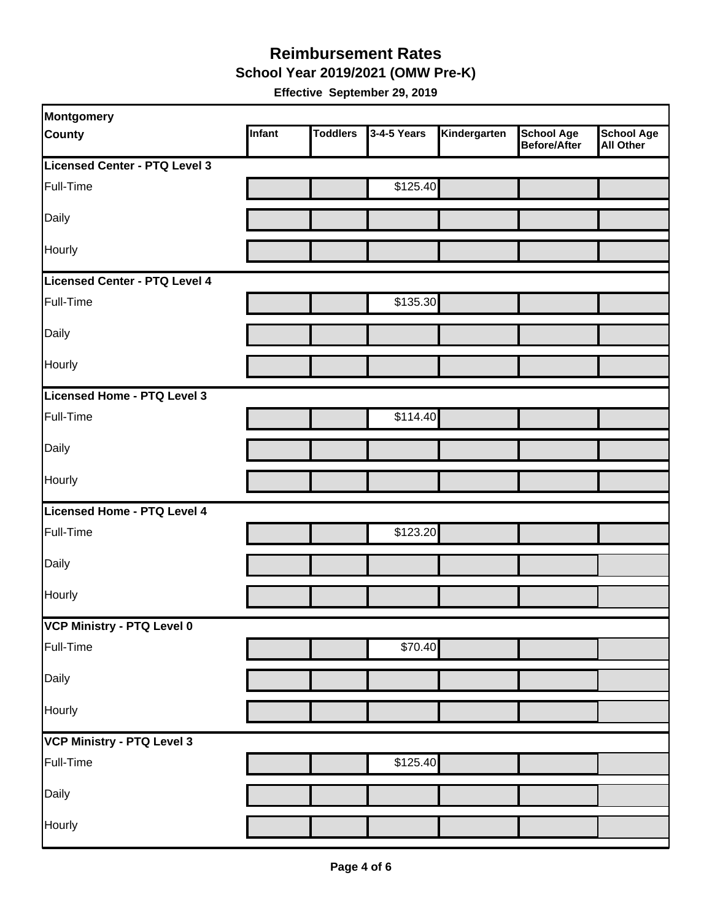# Reimbursement Rates

## School Year 2019/2021 (OMW Pre-K)

**Effective September 29, 2019**

| Montgomery County | Infant | Toddlers | 3-4-5 Years | Kindergarten | School Age Before/After | School Age All Other |
|---|---|---|---|---|---|---|
| **Licensed Center - PTQ Level 3** | | | | | | |
| Full-Time | | | $125.40 | | | |
| Daily | | | | | | |
| Hourly | | | | | | |
| **Licensed Center - PTQ Level 4** | | | | | | |
| Full-Time | | | $135.30 | | | |
| Daily | | | | | | |
| Hourly | | | | | | |
| **Licensed Home - PTQ Level 3** | | | | | | |
| Full-Time | | | $114.40 | | | |
| Daily | | | | | | |
| Hourly | | | | | | |
| **Licensed Home - PTQ Level 4** | | | | | | |
| Full-Time | | | $123.20 | | | |
| Daily | | | | | | |
| Hourly | | | | | | |
| **VCP Ministry - PTQ Level 0** | | | | | | |
| Full-Time | | | $70.40 | | | |
| Daily | | | | | | |
| Hourly | | | | | | |
| **VCP Ministry - PTQ Level 3** | | | | | | |
| Full-Time | | | $125.40 | | | |
| Daily | | | | | | |
| Hourly | | | | | | |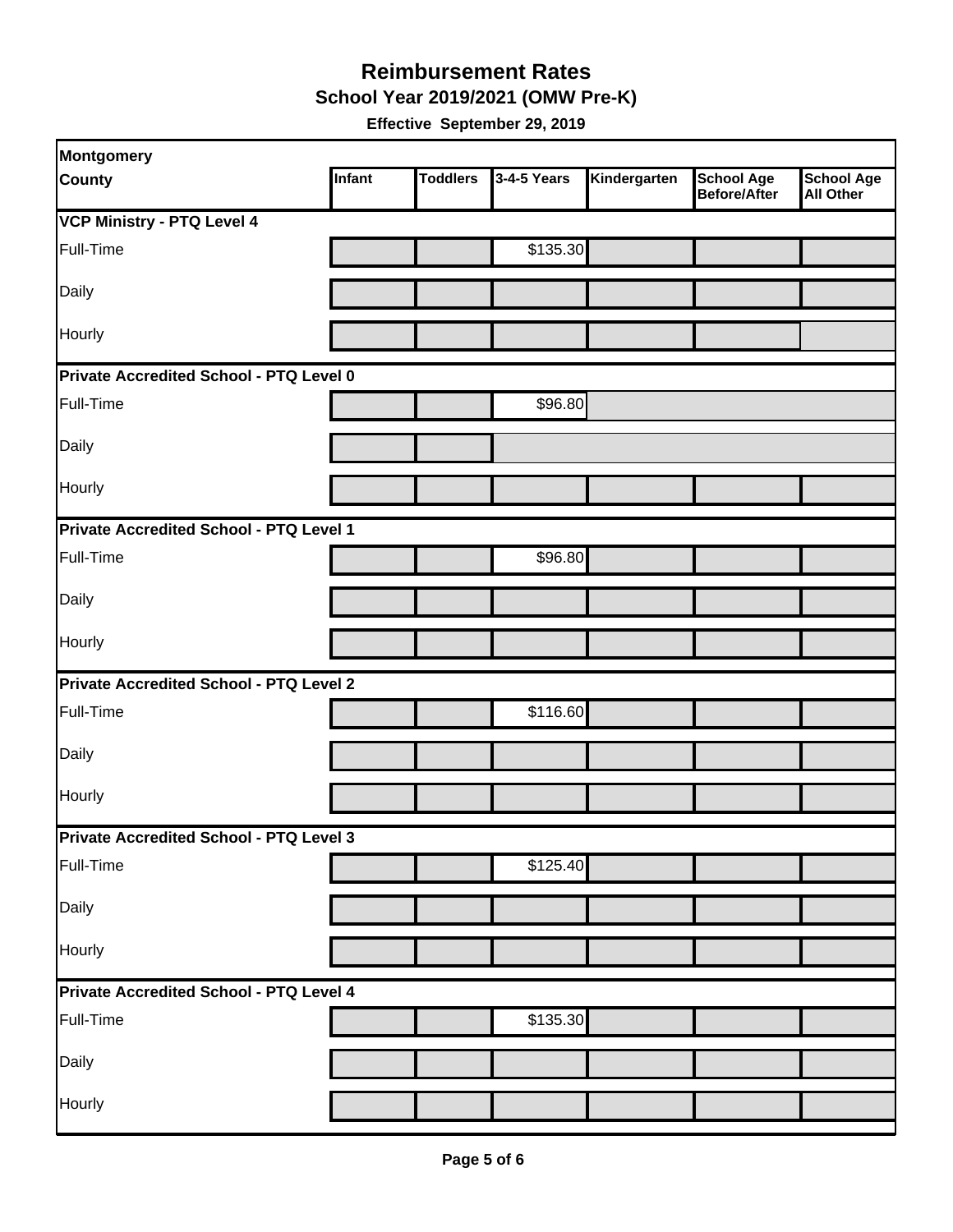# Reimbursement Rates

## School Year 2019/2021 (OMW Pre-K)

**Effective September 29, 2019**

| Montgomery County | Infant | Toddlers | 3-4-5 Years | Kindergarten | School Age Before/After | School Age All Other |
|---|---|---|---|---|---|---|
| **VCP Ministry - PTQ Level 4** | | | | | | |
| Full-Time | | | $135.30 | | | |
| Daily | | | | | | |
| Hourly | | | | | | |
| **Private Accredited School - PTQ Level 0** | | | | | | |
| Full-Time | | | $96.80 | | | |
| Daily | | | | | | |
| Hourly | | | | | | |
| **Private Accredited School - PTQ Level 1** | | | | | | |
| Full-Time | | | $96.80 | | | |
| Daily | | | | | | |
| Hourly | | | | | | |
| **Private Accredited School - PTQ Level 2** | | | | | | |
| Full-Time | | | $116.60 | | | |
| Daily | | | | | | |
| Hourly | | | | | | |
| **Private Accredited School - PTQ Level 3** | | | | | | |
| Full-Time | | | $125.40 | | | |
| Daily | | | | | | |
| Hourly | | | | | | |
| **Private Accredited School - PTQ Level 4** | | | | | | |
| Full-Time | | | $135.30 | | | |
| Daily | | | | | | |
| Hourly | | | | | | |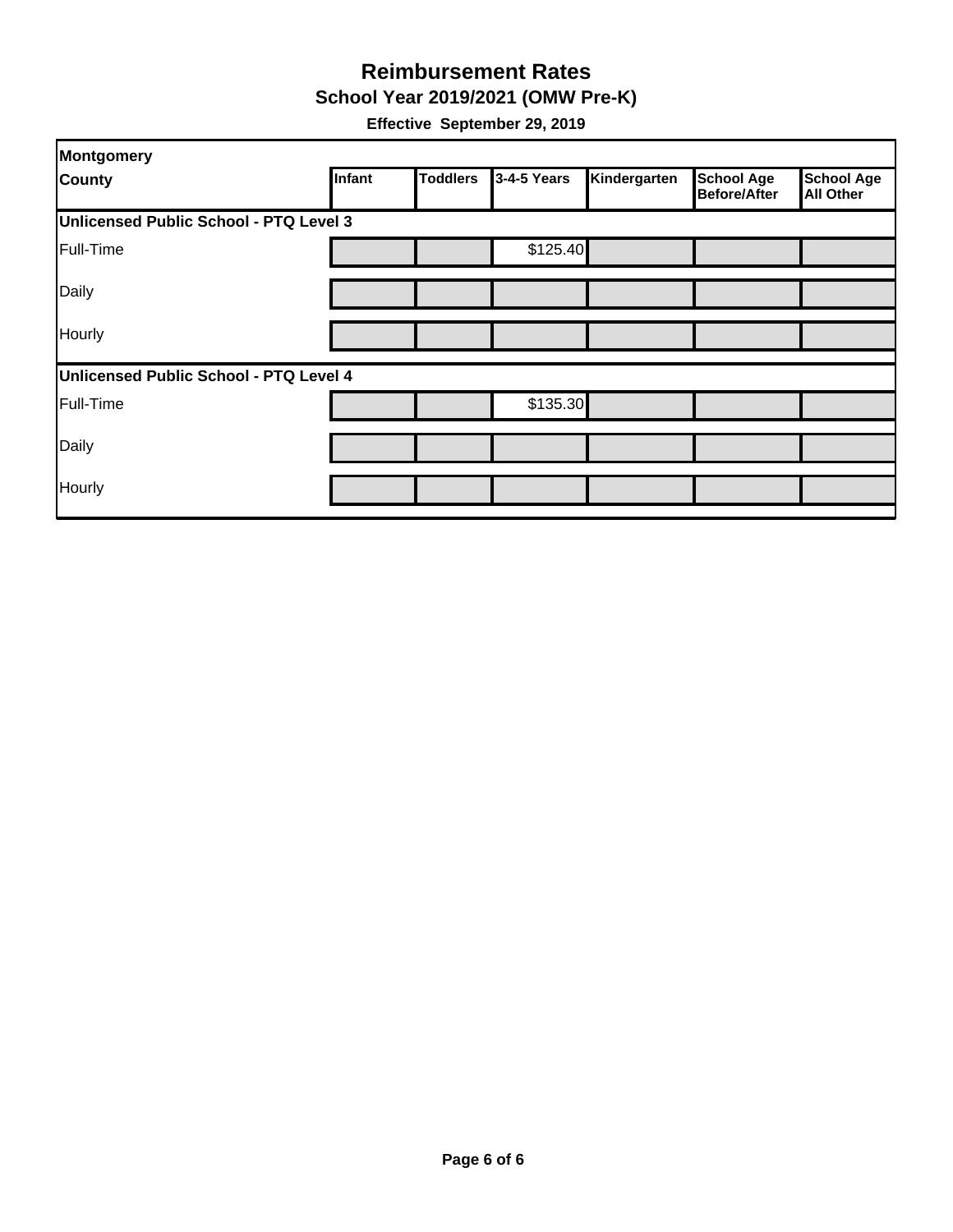# Reimbursement Rates

## School Year 2019/2021 (OMW Pre-K)

**Effective September 29, 2019**

| Montgomery County | Infant | Toddlers | 3-4-5 Years | Kindergarten | School Age Before/After | School Age All Other |
|---|---|---|---|---|---|---|
| **Unlicensed Public School - PTQ Level 3** | | | | | | |
| Full-Time | | | $125.40 | | | |
| Daily | | | | | | |
| Hourly | | | | | | |
| **Unlicensed Public School - PTQ Level 4** | | | | | | |
| Full-Time | | | $135.30 | | | |
| Daily | | | | | | |
| Hourly | | | | | | |